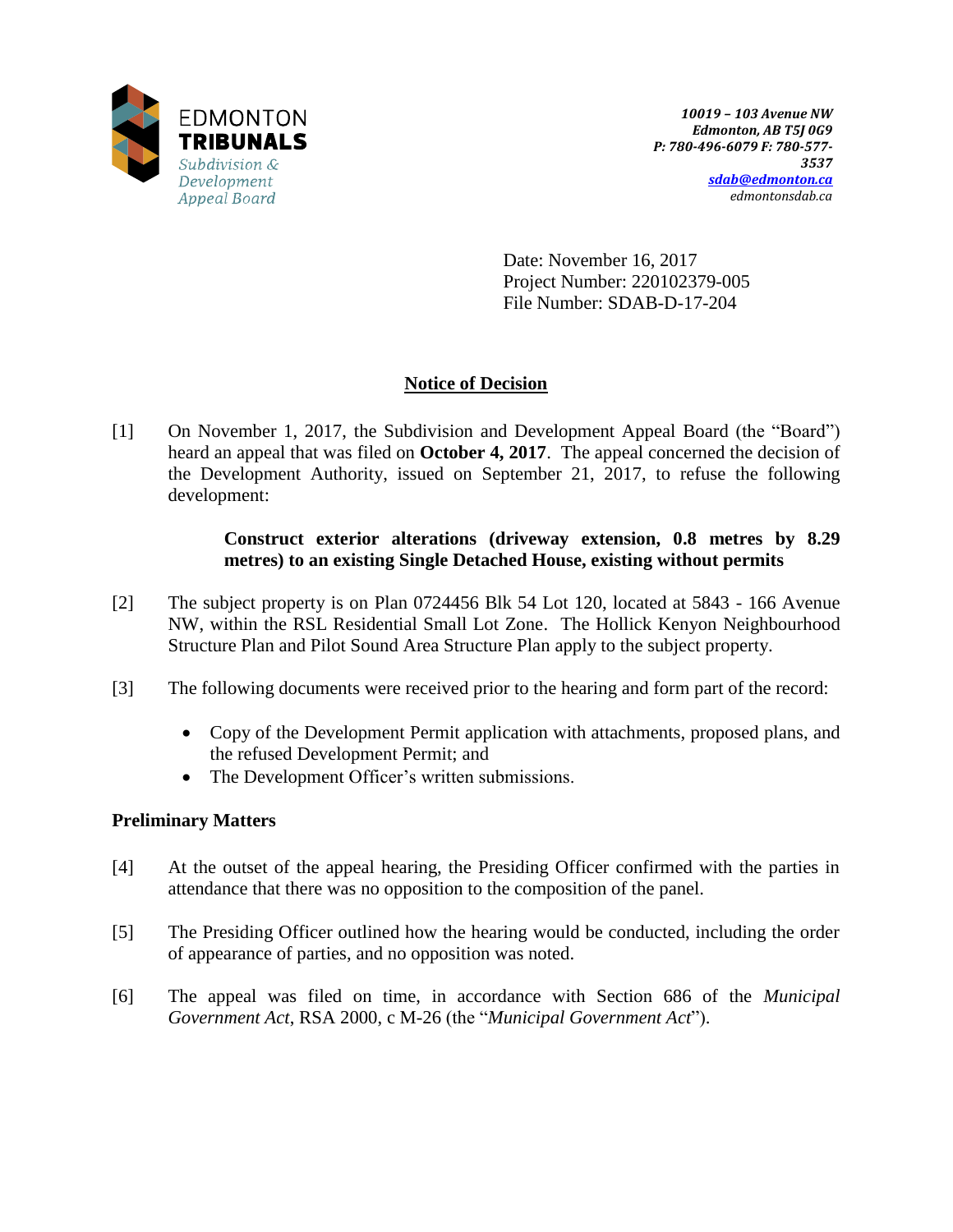EDMONTON TRIBUNALS
Subdivision & Development Appeal Board

*10019 – 103 Avenue NW*
*Edmonton, AB T5J 0G9*
*P: 780-496-6079 F: 780-577-3537*
*sdab@edmonton.ca*
*edmontonsdab.ca*

Date: November 16, 2017
Project Number: 220102379-005
File Number: SDAB-D-17-204

## Notice of Decision

[1] On November 1, 2017, the Subdivision and Development Appeal Board (the "Board") heard an appeal that was filed on **October 4, 2017**. The appeal concerned the decision of the Development Authority, issued on September 21, 2017, to refuse the following development:

> **Construct exterior alterations (driveway extension, 0.8 metres by 8.29 metres) to an existing Single Detached House, existing without permits**

[2] The subject property is on Plan 0724456 Blk 54 Lot 120, located at 5843 - 166 Avenue NW, within the RSL Residential Small Lot Zone. The Hollick Kenyon Neighbourhood Structure Plan and Pilot Sound Area Structure Plan apply to the subject property.

[3] The following documents were received prior to the hearing and form part of the record:

- Copy of the Development Permit application with attachments, proposed plans, and the refused Development Permit; and
- The Development Officer's written submissions.

### Preliminary Matters

[4] At the outset of the appeal hearing, the Presiding Officer confirmed with the parties in attendance that there was no opposition to the composition of the panel.

[5] The Presiding Officer outlined how the hearing would be conducted, including the order of appearance of parties, and no opposition was noted.

[6] The appeal was filed on time, in accordance with Section 686 of the *Municipal Government Act*, RSA 2000, c M-26 (the "*Municipal Government Act*").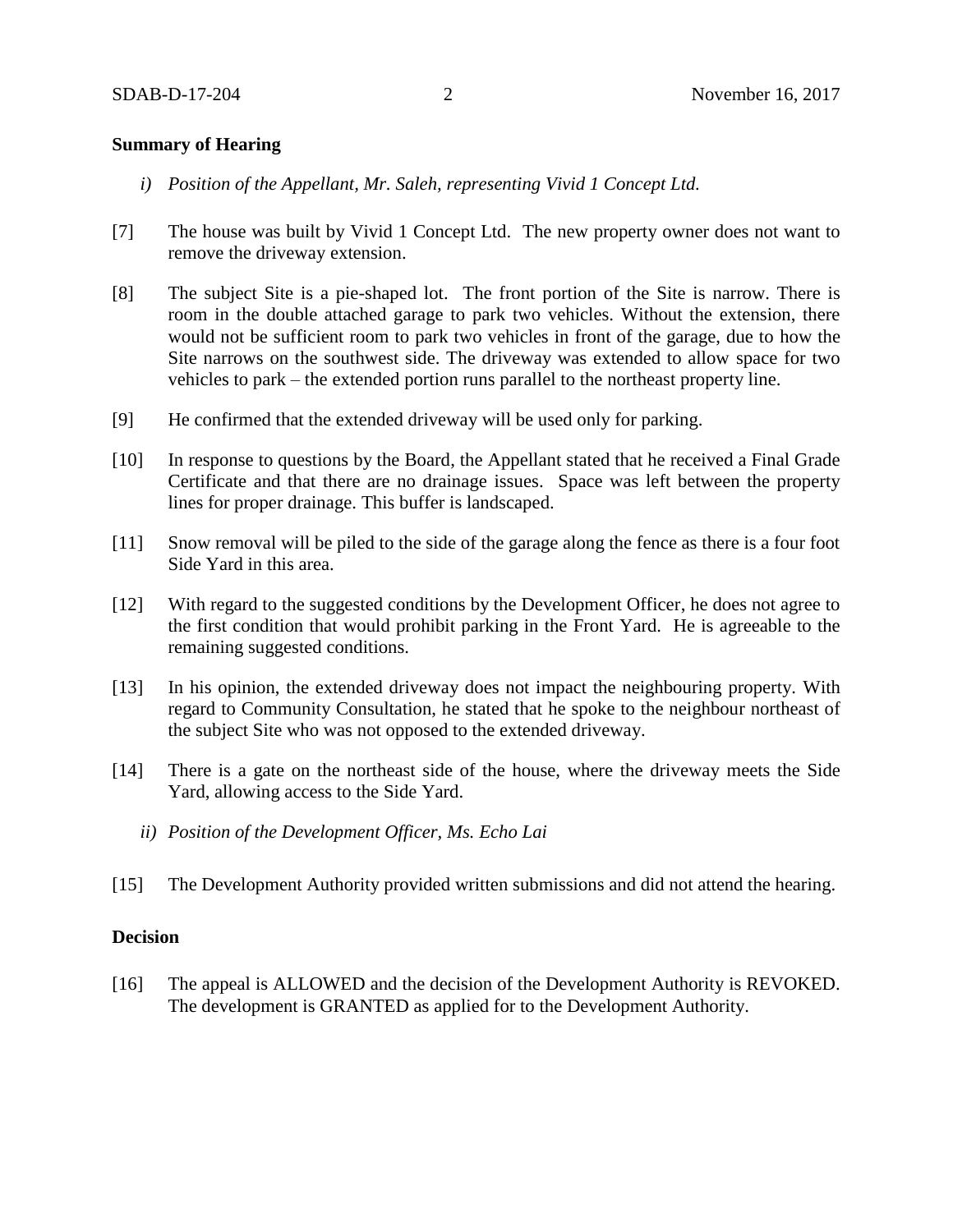## Summary of Hearing

*i) Position of the Appellant, Mr. Saleh, representing Vivid 1 Concept Ltd.*

[7] The house was built by Vivid 1 Concept Ltd. The new property owner does not want to remove the driveway extension.

[8] The subject Site is a pie-shaped lot. The front portion of the Site is narrow. There is room in the double attached garage to park two vehicles. Without the extension, there would not be sufficient room to park two vehicles in front of the garage, due to how the Site narrows on the southwest side. The driveway was extended to allow space for two vehicles to park – the extended portion runs parallel to the northeast property line.

[9] He confirmed that the extended driveway will be used only for parking.

[10] In response to questions by the Board, the Appellant stated that he received a Final Grade Certificate and that there are no drainage issues. Space was left between the property lines for proper drainage. This buffer is landscaped.

[11] Snow removal will be piled to the side of the garage along the fence as there is a four foot Side Yard in this area.

[12] With regard to the suggested conditions by the Development Officer, he does not agree to the first condition that would prohibit parking in the Front Yard. He is agreeable to the remaining suggested conditions.

[13] In his opinion, the extended driveway does not impact the neighbouring property. With regard to Community Consultation, he stated that he spoke to the neighbour northeast of the subject Site who was not opposed to the extended driveway.

[14] There is a gate on the northeast side of the house, where the driveway meets the Side Yard, allowing access to the Side Yard.

*ii) Position of the Development Officer, Ms. Echo Lai*

[15] The Development Authority provided written submissions and did not attend the hearing.

## Decision

[16] The appeal is ALLOWED and the decision of the Development Authority is REVOKED. The development is GRANTED as applied for to the Development Authority.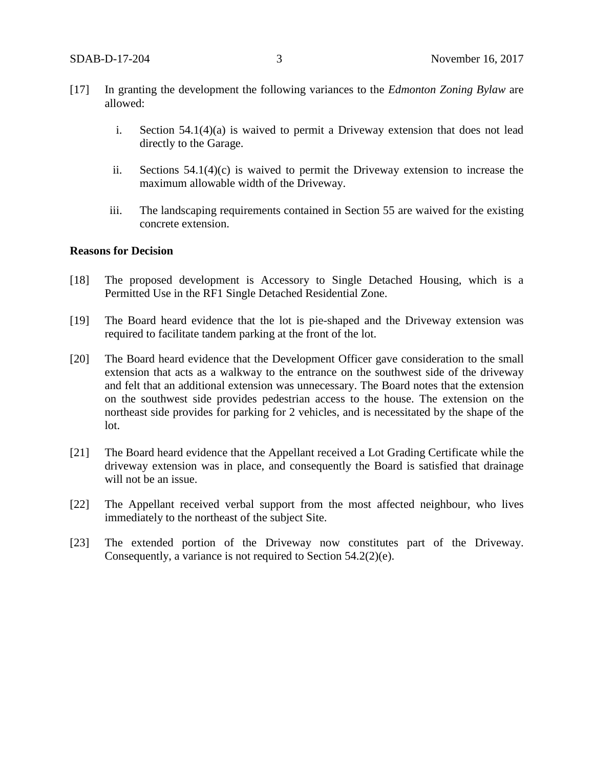[17] In granting the development the following variances to the *Edmonton Zoning Bylaw* are allowed:

i. Section 54.1(4)(a) is waived to permit a Driveway extension that does not lead directly to the Garage.

ii. Sections 54.1(4)(c) is waived to permit the Driveway extension to increase the maximum allowable width of the Driveway.

iii. The landscaping requirements contained in Section 55 are waived for the existing concrete extension.

**Reasons for Decision**

[18] The proposed development is Accessory to Single Detached Housing, which is a Permitted Use in the RF1 Single Detached Residential Zone.

[19] The Board heard evidence that the lot is pie-shaped and the Driveway extension was required to facilitate tandem parking at the front of the lot.

[20] The Board heard evidence that the Development Officer gave consideration to the small extension that acts as a walkway to the entrance on the southwest side of the driveway and felt that an additional extension was unnecessary. The Board notes that the extension on the southwest side provides pedestrian access to the house. The extension on the northeast side provides for parking for 2 vehicles, and is necessitated by the shape of the lot.

[21] The Board heard evidence that the Appellant received a Lot Grading Certificate while the driveway extension was in place, and consequently the Board is satisfied that drainage will not be an issue.

[22] The Appellant received verbal support from the most affected neighbour, who lives immediately to the northeast of the subject Site.

[23] The extended portion of the Driveway now constitutes part of the Driveway. Consequently, a variance is not required to Section 54.2(2)(e).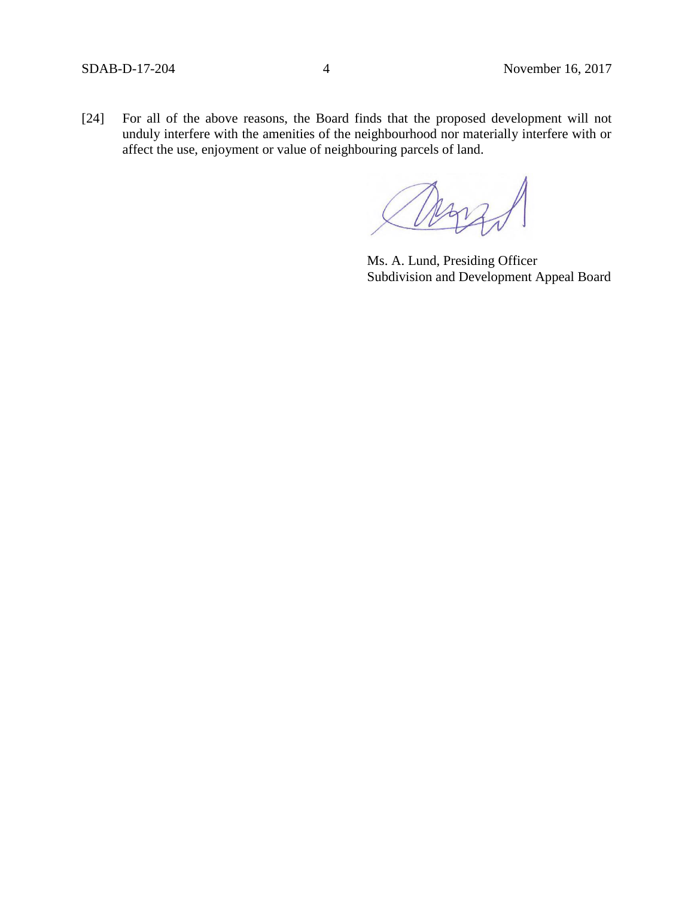[24] For all of the above reasons, the Board finds that the proposed development will not unduly interfere with the amenities of the neighbourhood nor materially interfere with or affect the use, enjoyment or value of neighbouring parcels of land.

Ms. A. Lund, Presiding Officer
Subdivision and Development Appeal Board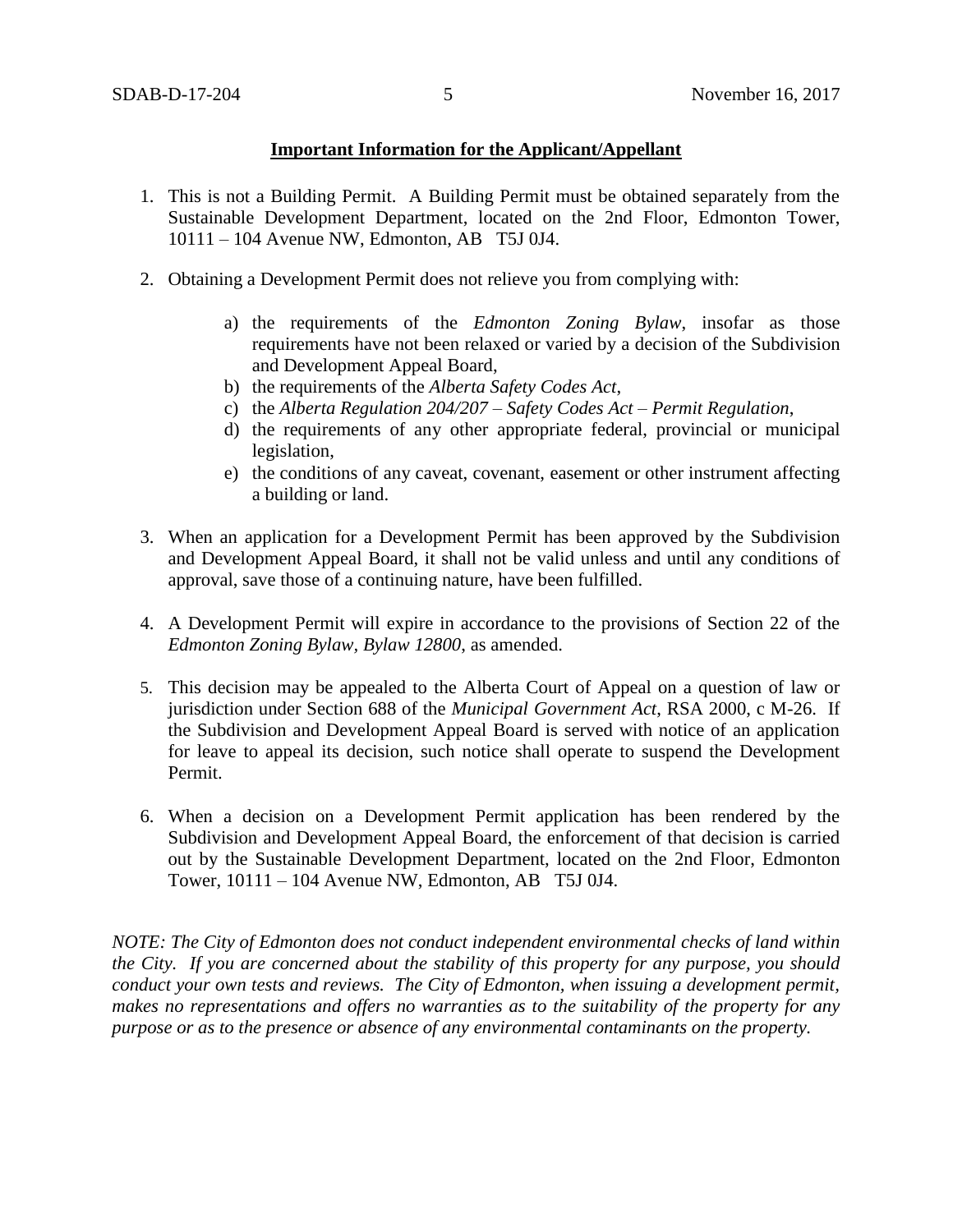**Important Information for the Applicant/Appellant**

1. This is not a Building Permit. A Building Permit must be obtained separately from the Sustainable Development Department, located on the 2nd Floor, Edmonton Tower, 10111 – 104 Avenue NW, Edmonton, AB T5J 0J4.

2. Obtaining a Development Permit does not relieve you from complying with:

    a) the requirements of the *Edmonton Zoning Bylaw*, insofar as those requirements have not been relaxed or varied by a decision of the Subdivision and Development Appeal Board,
    b) the requirements of the *Alberta Safety Codes Act*,
    c) the *Alberta Regulation 204/207 – Safety Codes Act – Permit Regulation*,
    d) the requirements of any other appropriate federal, provincial or municipal legislation,
    e) the conditions of any caveat, covenant, easement or other instrument affecting a building or land.

3. When an application for a Development Permit has been approved by the Subdivision and Development Appeal Board, it shall not be valid unless and until any conditions of approval, save those of a continuing nature, have been fulfilled.

4. A Development Permit will expire in accordance to the provisions of Section 22 of the *Edmonton Zoning Bylaw, Bylaw 12800*, as amended.

5. This decision may be appealed to the Alberta Court of Appeal on a question of law or jurisdiction under Section 688 of the *Municipal Government Act*, RSA 2000, c M-26. If the Subdivision and Development Appeal Board is served with notice of an application for leave to appeal its decision, such notice shall operate to suspend the Development Permit.

6. When a decision on a Development Permit application has been rendered by the Subdivision and Development Appeal Board, the enforcement of that decision is carried out by the Sustainable Development Department, located on the 2nd Floor, Edmonton Tower, 10111 – 104 Avenue NW, Edmonton, AB T5J 0J4.

*NOTE: The City of Edmonton does not conduct independent environmental checks of land within the City. If you are concerned about the stability of this property for any purpose, you should conduct your own tests and reviews. The City of Edmonton, when issuing a development permit, makes no representations and offers no warranties as to the suitability of the property for any purpose or as to the presence or absence of any environmental contaminants on the property.*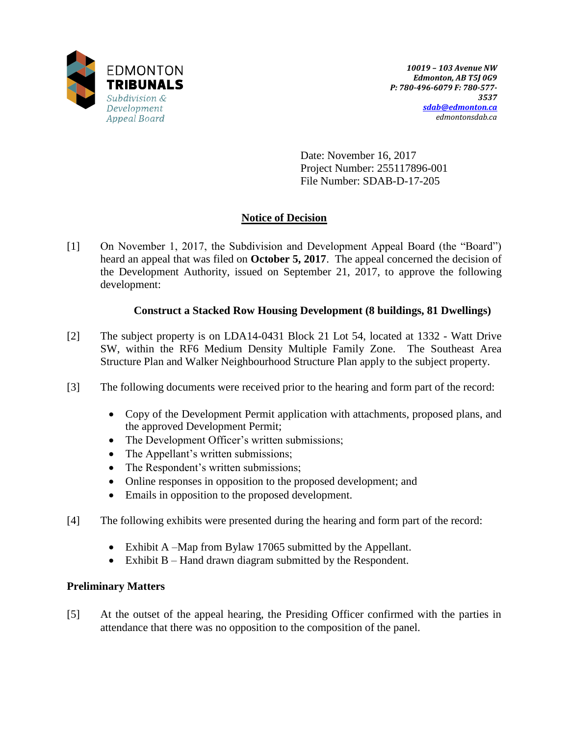EDMONTON
**TRIBUNALS**
*Subdivision & Development Appeal Board*

*10019 – 103 Avenue NW*
*Edmonton, AB T5J 0G9*
*P: 780-496-6079 F: 780-577-3537*
*sdab@edmonton.ca*
*edmontonsdab.ca*

Date: November 16, 2017
Project Number: 255117896-001
File Number: SDAB-D-17-205

## Notice of Decision

[1] On November 1, 2017, the Subdivision and Development Appeal Board (the "Board") heard an appeal that was filed on **October 5, 2017**. The appeal concerned the decision of the Development Authority, issued on September 21, 2017, to approve the following development:

**Construct a Stacked Row Housing Development (8 buildings, 81 Dwellings)**

[2] The subject property is on LDA14-0431 Block 21 Lot 54, located at 1332 - Watt Drive SW, within the RF6 Medium Density Multiple Family Zone. The Southeast Area Structure Plan and Walker Neighbourhood Structure Plan apply to the subject property.

[3] The following documents were received prior to the hearing and form part of the record:

- Copy of the Development Permit application with attachments, proposed plans, and the approved Development Permit;
- The Development Officer's written submissions;
- The Appellant's written submissions;
- The Respondent's written submissions;
- Online responses in opposition to the proposed development; and
- Emails in opposition to the proposed development.

[4] The following exhibits were presented during the hearing and form part of the record:

- Exhibit A –Map from Bylaw 17065 submitted by the Appellant.
- Exhibit B – Hand drawn diagram submitted by the Respondent.

### Preliminary Matters

[5] At the outset of the appeal hearing, the Presiding Officer confirmed with the parties in attendance that there was no opposition to the composition of the panel.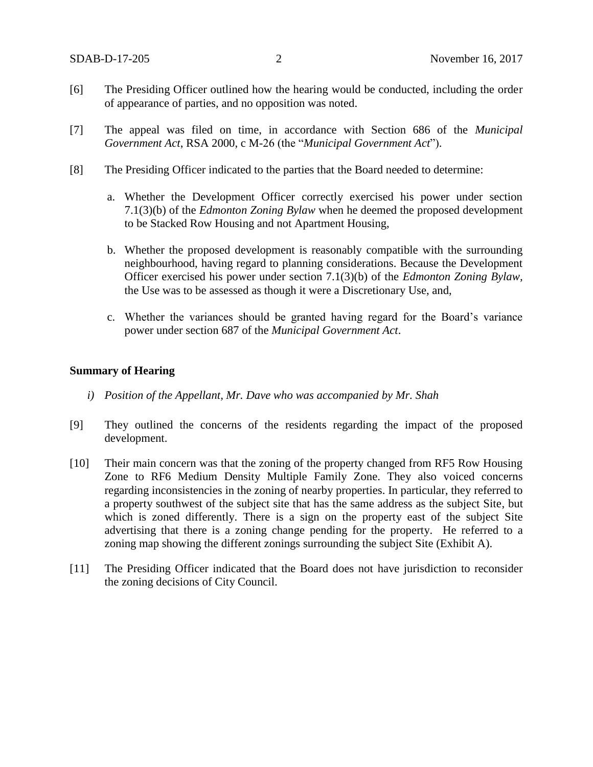[6] The Presiding Officer outlined how the hearing would be conducted, including the order of appearance of parties, and no opposition was noted.

[7] The appeal was filed on time, in accordance with Section 686 of the *Municipal Government Act*, RSA 2000, c M-26 (the "*Municipal Government Act*").

[8] The Presiding Officer indicated to the parties that the Board needed to determine:

a. Whether the Development Officer correctly exercised his power under section 7.1(3)(b) of the *Edmonton Zoning Bylaw* when he deemed the proposed development to be Stacked Row Housing and not Apartment Housing,

b. Whether the proposed development is reasonably compatible with the surrounding neighbourhood, having regard to planning considerations. Because the Development Officer exercised his power under section 7.1(3)(b) of the *Edmonton Zoning Bylaw*, the Use was to be assessed as though it were a Discretionary Use, and,

c. Whether the variances should be granted having regard for the Board's variance power under section 687 of the *Municipal Government Act*.

**Summary of Hearing**

*i) Position of the Appellant, Mr. Dave who was accompanied by Mr. Shah*

[9] They outlined the concerns of the residents regarding the impact of the proposed development.

[10] Their main concern was that the zoning of the property changed from RF5 Row Housing Zone to RF6 Medium Density Multiple Family Zone. They also voiced concerns regarding inconsistencies in the zoning of nearby properties. In particular, they referred to a property southwest of the subject site that has the same address as the subject Site, but which is zoned differently. There is a sign on the property east of the subject Site advertising that there is a zoning change pending for the property. He referred to a zoning map showing the different zonings surrounding the subject Site (Exhibit A).

[11] The Presiding Officer indicated that the Board does not have jurisdiction to reconsider the zoning decisions of City Council.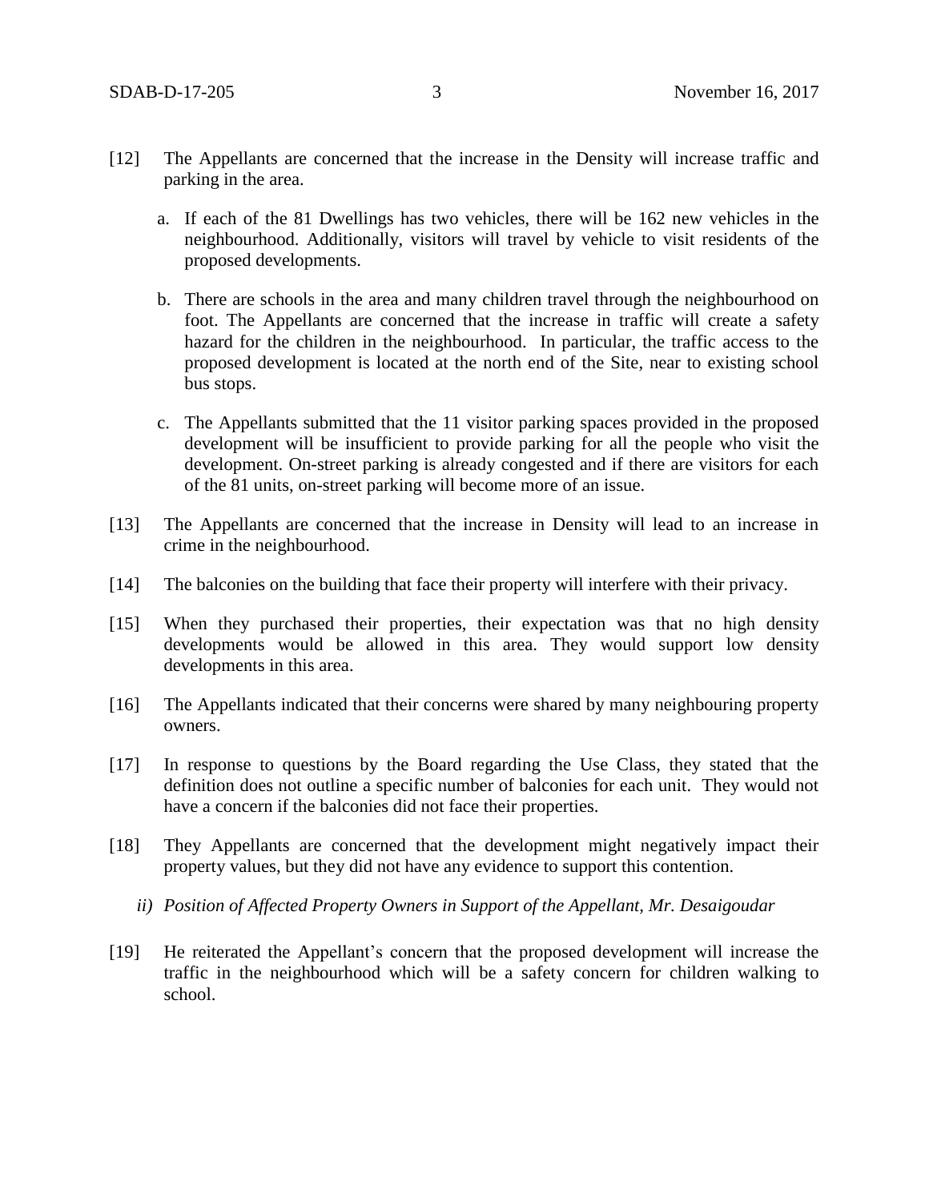[12] The Appellants are concerned that the increase in the Density will increase traffic and parking in the area.

   a. If each of the 81 Dwellings has two vehicles, there will be 162 new vehicles in the neighbourhood. Additionally, visitors will travel by vehicle to visit residents of the proposed developments.

   b. There are schools in the area and many children travel through the neighbourhood on foot. The Appellants are concerned that the increase in traffic will create a safety hazard for the children in the neighbourhood. In particular, the traffic access to the proposed development is located at the north end of the Site, near to existing school bus stops.

   c. The Appellants submitted that the 11 visitor parking spaces provided in the proposed development will be insufficient to provide parking for all the people who visit the development. On-street parking is already congested and if there are visitors for each of the 81 units, on-street parking will become more of an issue.

[13] The Appellants are concerned that the increase in Density will lead to an increase in crime in the neighbourhood.

[14] The balconies on the building that face their property will interfere with their privacy.

[15] When they purchased their properties, their expectation was that no high density developments would be allowed in this area. They would support low density developments in this area.

[16] The Appellants indicated that their concerns were shared by many neighbouring property owners.

[17] In response to questions by the Board regarding the Use Class, they stated that the definition does not outline a specific number of balconies for each unit. They would not have a concern if the balconies did not face their properties.

[18] They Appellants are concerned that the development might negatively impact their property values, but they did not have any evidence to support this contention.

*ii) Position of Affected Property Owners in Support of the Appellant, Mr. Desaigoudar*

[19] He reiterated the Appellant's concern that the proposed development will increase the traffic in the neighbourhood which will be a safety concern for children walking to school.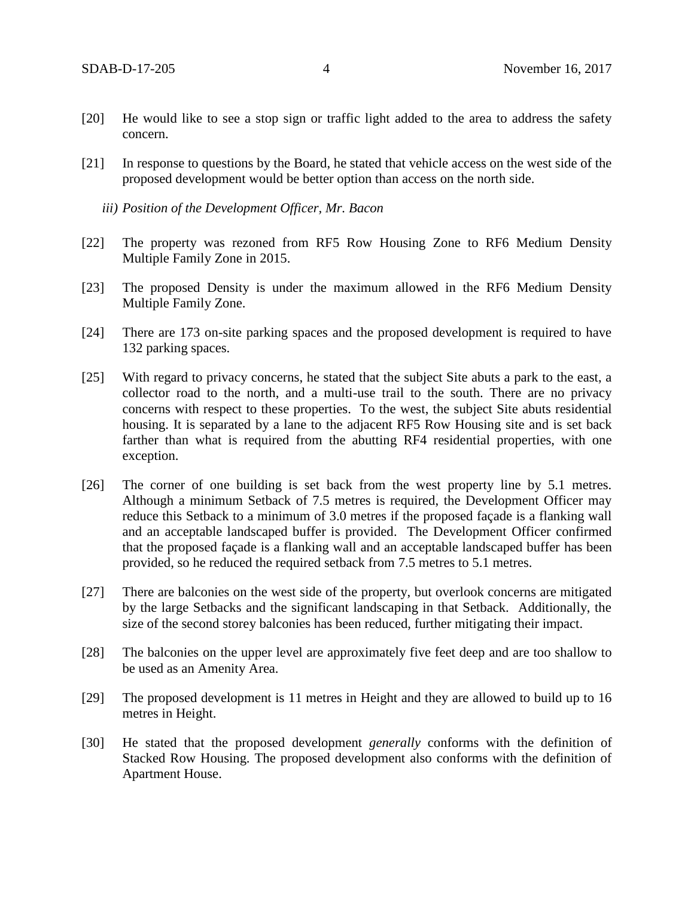[20] He would like to see a stop sign or traffic light added to the area to address the safety concern.

[21] In response to questions by the Board, he stated that vehicle access on the west side of the proposed development would be better option than access on the north side.

*iii) Position of the Development Officer, Mr. Bacon*

[22] The property was rezoned from RF5 Row Housing Zone to RF6 Medium Density Multiple Family Zone in 2015.

[23] The proposed Density is under the maximum allowed in the RF6 Medium Density Multiple Family Zone.

[24] There are 173 on-site parking spaces and the proposed development is required to have 132 parking spaces.

[25] With regard to privacy concerns, he stated that the subject Site abuts a park to the east, a collector road to the north, and a multi-use trail to the south. There are no privacy concerns with respect to these properties. To the west, the subject Site abuts residential housing. It is separated by a lane to the adjacent RF5 Row Housing site and is set back farther than what is required from the abutting RF4 residential properties, with one exception.

[26] The corner of one building is set back from the west property line by 5.1 metres. Although a minimum Setback of 7.5 metres is required, the Development Officer may reduce this Setback to a minimum of 3.0 metres if the proposed façade is a flanking wall and an acceptable landscaped buffer is provided. The Development Officer confirmed that the proposed façade is a flanking wall and an acceptable landscaped buffer has been provided, so he reduced the required setback from 7.5 metres to 5.1 metres.

[27] There are balconies on the west side of the property, but overlook concerns are mitigated by the large Setbacks and the significant landscaping in that Setback. Additionally, the size of the second storey balconies has been reduced, further mitigating their impact.

[28] The balconies on the upper level are approximately five feet deep and are too shallow to be used as an Amenity Area.

[29] The proposed development is 11 metres in Height and they are allowed to build up to 16 metres in Height.

[30] He stated that the proposed development *generally* conforms with the definition of Stacked Row Housing. The proposed development also conforms with the definition of Apartment House.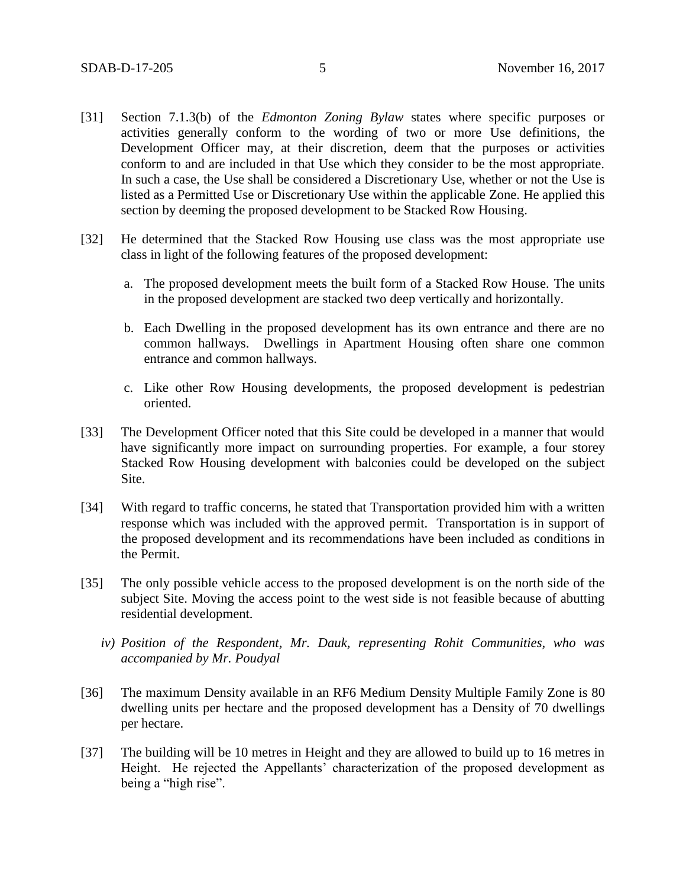[31] Section 7.1.3(b) of the *Edmonton Zoning Bylaw* states where specific purposes or activities generally conform to the wording of two or more Use definitions, the Development Officer may, at their discretion, deem that the purposes or activities conform to and are included in that Use which they consider to be the most appropriate. In such a case, the Use shall be considered a Discretionary Use, whether or not the Use is listed as a Permitted Use or Discretionary Use within the applicable Zone. He applied this section by deeming the proposed development to be Stacked Row Housing.

[32] He determined that the Stacked Row Housing use class was the most appropriate use class in light of the following features of the proposed development:

a. The proposed development meets the built form of a Stacked Row House. The units in the proposed development are stacked two deep vertically and horizontally.

b. Each Dwelling in the proposed development has its own entrance and there are no common hallways. Dwellings in Apartment Housing often share one common entrance and common hallways.

c. Like other Row Housing developments, the proposed development is pedestrian oriented.

[33] The Development Officer noted that this Site could be developed in a manner that would have significantly more impact on surrounding properties. For example, a four storey Stacked Row Housing development with balconies could be developed on the subject Site.

[34] With regard to traffic concerns, he stated that Transportation provided him with a written response which was included with the approved permit. Transportation is in support of the proposed development and its recommendations have been included as conditions in the Permit.

[35] The only possible vehicle access to the proposed development is on the north side of the subject Site. Moving the access point to the west side is not feasible because of abutting residential development.

*iv) Position of the Respondent, Mr. Dauk, representing Rohit Communities, who was accompanied by Mr. Poudyal*

[36] The maximum Density available in an RF6 Medium Density Multiple Family Zone is 80 dwelling units per hectare and the proposed development has a Density of 70 dwellings per hectare.

[37] The building will be 10 metres in Height and they are allowed to build up to 16 metres in Height. He rejected the Appellants' characterization of the proposed development as being a "high rise".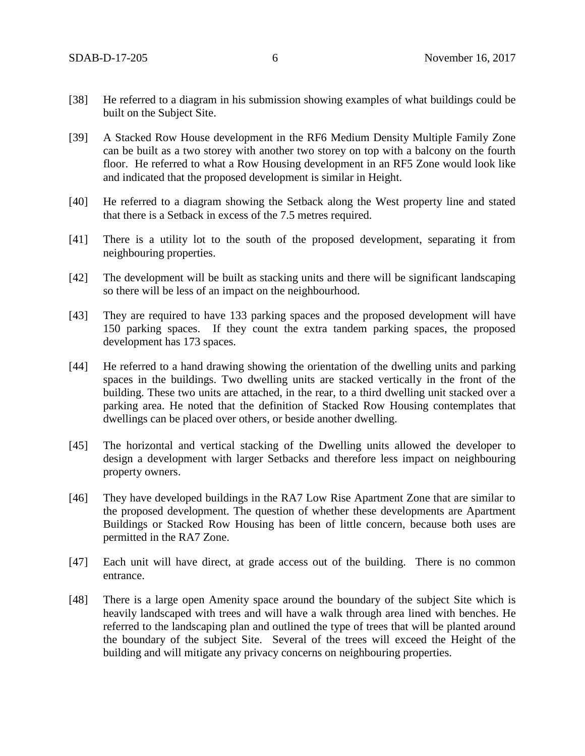[38] He referred to a diagram in his submission showing examples of what buildings could be built on the Subject Site.

[39] A Stacked Row House development in the RF6 Medium Density Multiple Family Zone can be built as a two storey with another two storey on top with a balcony on the fourth floor. He referred to what a Row Housing development in an RF5 Zone would look like and indicated that the proposed development is similar in Height.

[40] He referred to a diagram showing the Setback along the West property line and stated that there is a Setback in excess of the 7.5 metres required.

[41] There is a utility lot to the south of the proposed development, separating it from neighbouring properties.

[42] The development will be built as stacking units and there will be significant landscaping so there will be less of an impact on the neighbourhood.

[43] They are required to have 133 parking spaces and the proposed development will have 150 parking spaces. If they count the extra tandem parking spaces, the proposed development has 173 spaces.

[44] He referred to a hand drawing showing the orientation of the dwelling units and parking spaces in the buildings. Two dwelling units are stacked vertically in the front of the building. These two units are attached, in the rear, to a third dwelling unit stacked over a parking area. He noted that the definition of Stacked Row Housing contemplates that dwellings can be placed over others, or beside another dwelling.

[45] The horizontal and vertical stacking of the Dwelling units allowed the developer to design a development with larger Setbacks and therefore less impact on neighbouring property owners.

[46] They have developed buildings in the RA7 Low Rise Apartment Zone that are similar to the proposed development. The question of whether these developments are Apartment Buildings or Stacked Row Housing has been of little concern, because both uses are permitted in the RA7 Zone.

[47] Each unit will have direct, at grade access out of the building. There is no common entrance.

[48] There is a large open Amenity space around the boundary of the subject Site which is heavily landscaped with trees and will have a walk through area lined with benches. He referred to the landscaping plan and outlined the type of trees that will be planted around the boundary of the subject Site. Several of the trees will exceed the Height of the building and will mitigate any privacy concerns on neighbouring properties.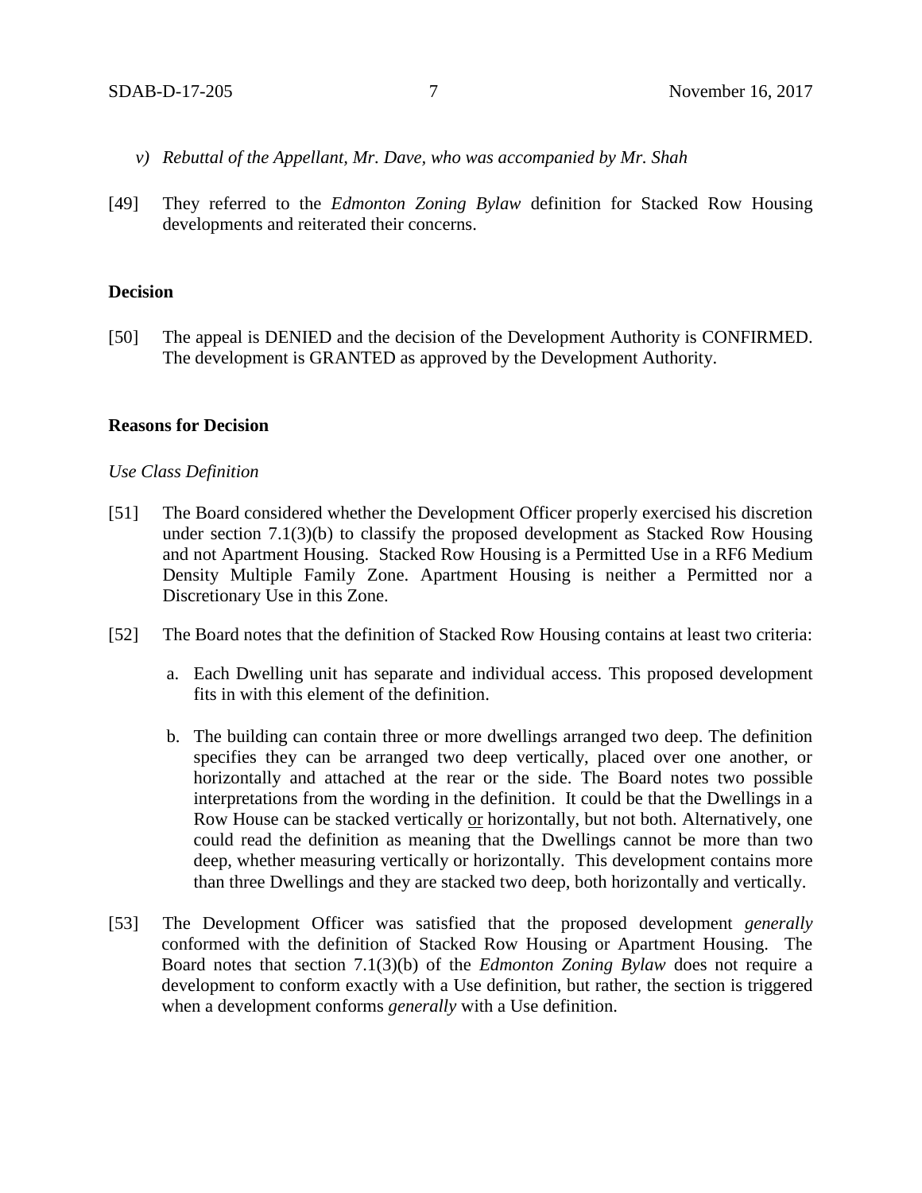*v) Rebuttal of the Appellant, Mr. Dave, who was accompanied by Mr. Shah*

[49] They referred to the *Edmonton Zoning Bylaw* definition for Stacked Row Housing developments and reiterated their concerns.

**Decision**

[50] The appeal is DENIED and the decision of the Development Authority is CONFIRMED. The development is GRANTED as approved by the Development Authority.

**Reasons for Decision**

*Use Class Definition*

[51] The Board considered whether the Development Officer properly exercised his discretion under section 7.1(3)(b) to classify the proposed development as Stacked Row Housing and not Apartment Housing. Stacked Row Housing is a Permitted Use in a RF6 Medium Density Multiple Family Zone. Apartment Housing is neither a Permitted nor a Discretionary Use in this Zone.

[52] The Board notes that the definition of Stacked Row Housing contains at least two criteria:

a. Each Dwelling unit has separate and individual access. This proposed development fits in with this element of the definition.

b. The building can contain three or more dwellings arranged two deep. The definition specifies they can be arranged two deep vertically, placed over one another, or horizontally and attached at the rear or the side. The Board notes two possible interpretations from the wording in the definition. It could be that the Dwellings in a Row House can be stacked vertically <u>or</u> horizontally, but not both. Alternatively, one could read the definition as meaning that the Dwellings cannot be more than two deep, whether measuring vertically or horizontally. This development contains more than three Dwellings and they are stacked two deep, both horizontally and vertically.

[53] The Development Officer was satisfied that the proposed development *generally* conformed with the definition of Stacked Row Housing or Apartment Housing. The Board notes that section 7.1(3)(b) of the *Edmonton Zoning Bylaw* does not require a development to conform exactly with a Use definition, but rather, the section is triggered when a development conforms *generally* with a Use definition.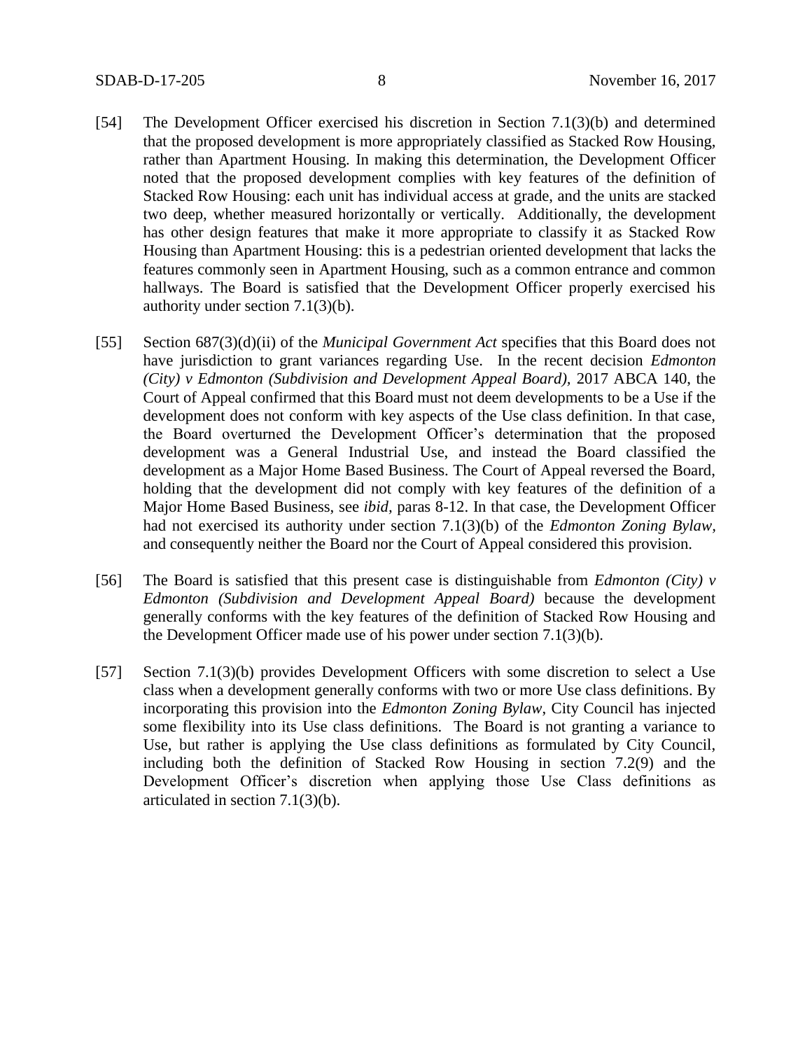[54] The Development Officer exercised his discretion in Section 7.1(3)(b) and determined that the proposed development is more appropriately classified as Stacked Row Housing, rather than Apartment Housing. In making this determination, the Development Officer noted that the proposed development complies with key features of the definition of Stacked Row Housing: each unit has individual access at grade, and the units are stacked two deep, whether measured horizontally or vertically. Additionally, the development has other design features that make it more appropriate to classify it as Stacked Row Housing than Apartment Housing: this is a pedestrian oriented development that lacks the features commonly seen in Apartment Housing, such as a common entrance and common hallways. The Board is satisfied that the Development Officer properly exercised his authority under section 7.1(3)(b).

[55] Section 687(3)(d)(ii) of the *Municipal Government Act* specifies that this Board does not have jurisdiction to grant variances regarding Use. In the recent decision *Edmonton (City) v Edmonton (Subdivision and Development Appeal Board)*, 2017 ABCA 140, the Court of Appeal confirmed that this Board must not deem developments to be a Use if the development does not conform with key aspects of the Use class definition. In that case, the Board overturned the Development Officer's determination that the proposed development was a General Industrial Use, and instead the Board classified the development as a Major Home Based Business. The Court of Appeal reversed the Board, holding that the development did not comply with key features of the definition of a Major Home Based Business, see *ibid*, paras 8-12. In that case, the Development Officer had not exercised its authority under section 7.1(3)(b) of the *Edmonton Zoning Bylaw*, and consequently neither the Board nor the Court of Appeal considered this provision.

[56] The Board is satisfied that this present case is distinguishable from *Edmonton (City) v Edmonton (Subdivision and Development Appeal Board)* because the development generally conforms with the key features of the definition of Stacked Row Housing and the Development Officer made use of his power under section 7.1(3)(b).

[57] Section 7.1(3)(b) provides Development Officers with some discretion to select a Use class when a development generally conforms with two or more Use class definitions. By incorporating this provision into the *Edmonton Zoning Bylaw*, City Council has injected some flexibility into its Use class definitions. The Board is not granting a variance to Use, but rather is applying the Use class definitions as formulated by City Council, including both the definition of Stacked Row Housing in section 7.2(9) and the Development Officer's discretion when applying those Use Class definitions as articulated in section 7.1(3)(b).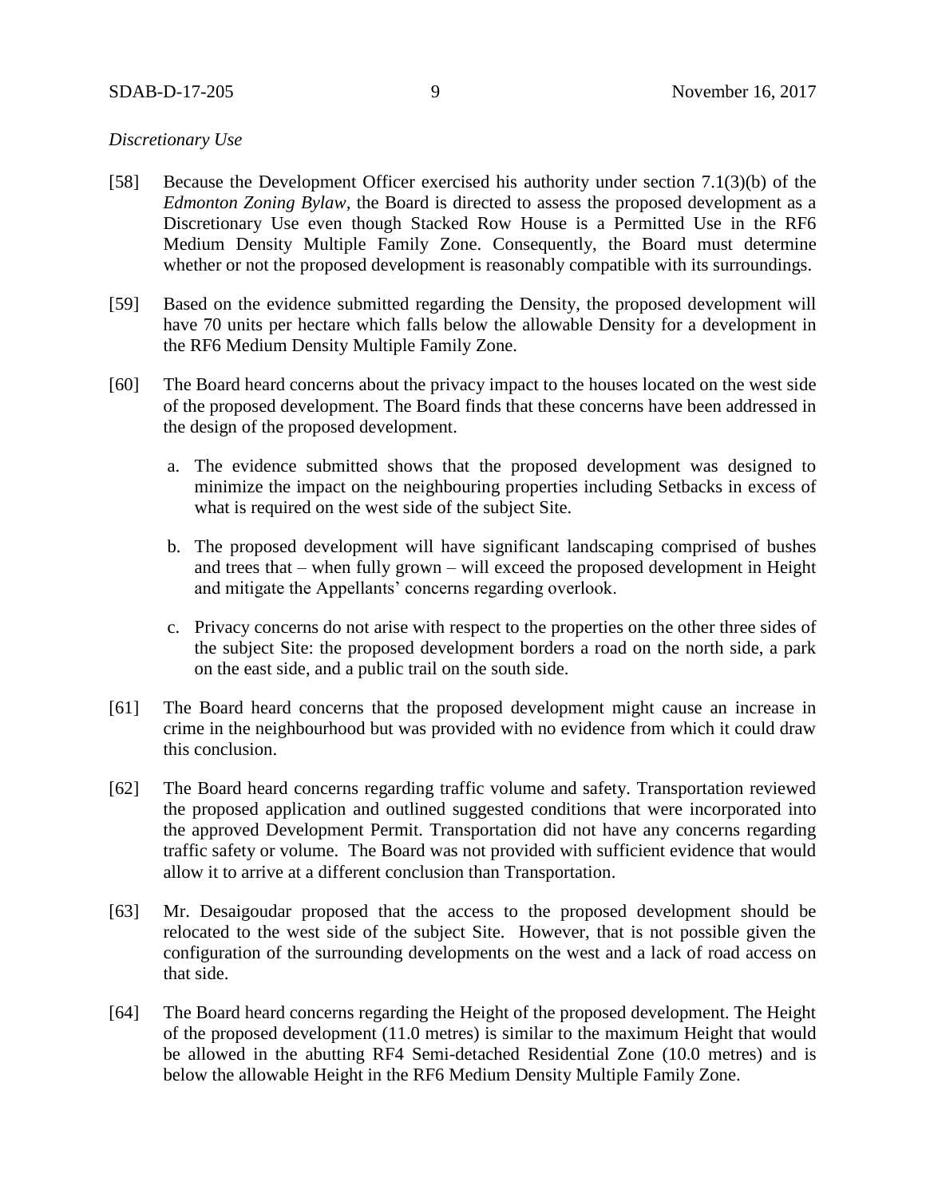*Discretionary Use*

[58] Because the Development Officer exercised his authority under section 7.1(3)(b) of the *Edmonton Zoning Bylaw*, the Board is directed to assess the proposed development as a Discretionary Use even though Stacked Row House is a Permitted Use in the RF6 Medium Density Multiple Family Zone. Consequently, the Board must determine whether or not the proposed development is reasonably compatible with its surroundings.

[59] Based on the evidence submitted regarding the Density, the proposed development will have 70 units per hectare which falls below the allowable Density for a development in the RF6 Medium Density Multiple Family Zone.

[60] The Board heard concerns about the privacy impact to the houses located on the west side of the proposed development. The Board finds that these concerns have been addressed in the design of the proposed development.

a. The evidence submitted shows that the proposed development was designed to minimize the impact on the neighbouring properties including Setbacks in excess of what is required on the west side of the subject Site.

b. The proposed development will have significant landscaping comprised of bushes and trees that – when fully grown – will exceed the proposed development in Height and mitigate the Appellants' concerns regarding overlook.

c. Privacy concerns do not arise with respect to the properties on the other three sides of the subject Site: the proposed development borders a road on the north side, a park on the east side, and a public trail on the south side.

[61] The Board heard concerns that the proposed development might cause an increase in crime in the neighbourhood but was provided with no evidence from which it could draw this conclusion.

[62] The Board heard concerns regarding traffic volume and safety. Transportation reviewed the proposed application and outlined suggested conditions that were incorporated into the approved Development Permit. Transportation did not have any concerns regarding traffic safety or volume. The Board was not provided with sufficient evidence that would allow it to arrive at a different conclusion than Transportation.

[63] Mr. Desaigoudar proposed that the access to the proposed development should be relocated to the west side of the subject Site. However, that is not possible given the configuration of the surrounding developments on the west and a lack of road access on that side.

[64] The Board heard concerns regarding the Height of the proposed development. The Height of the proposed development (11.0 metres) is similar to the maximum Height that would be allowed in the abutting RF4 Semi-detached Residential Zone (10.0 metres) and is below the allowable Height in the RF6 Medium Density Multiple Family Zone.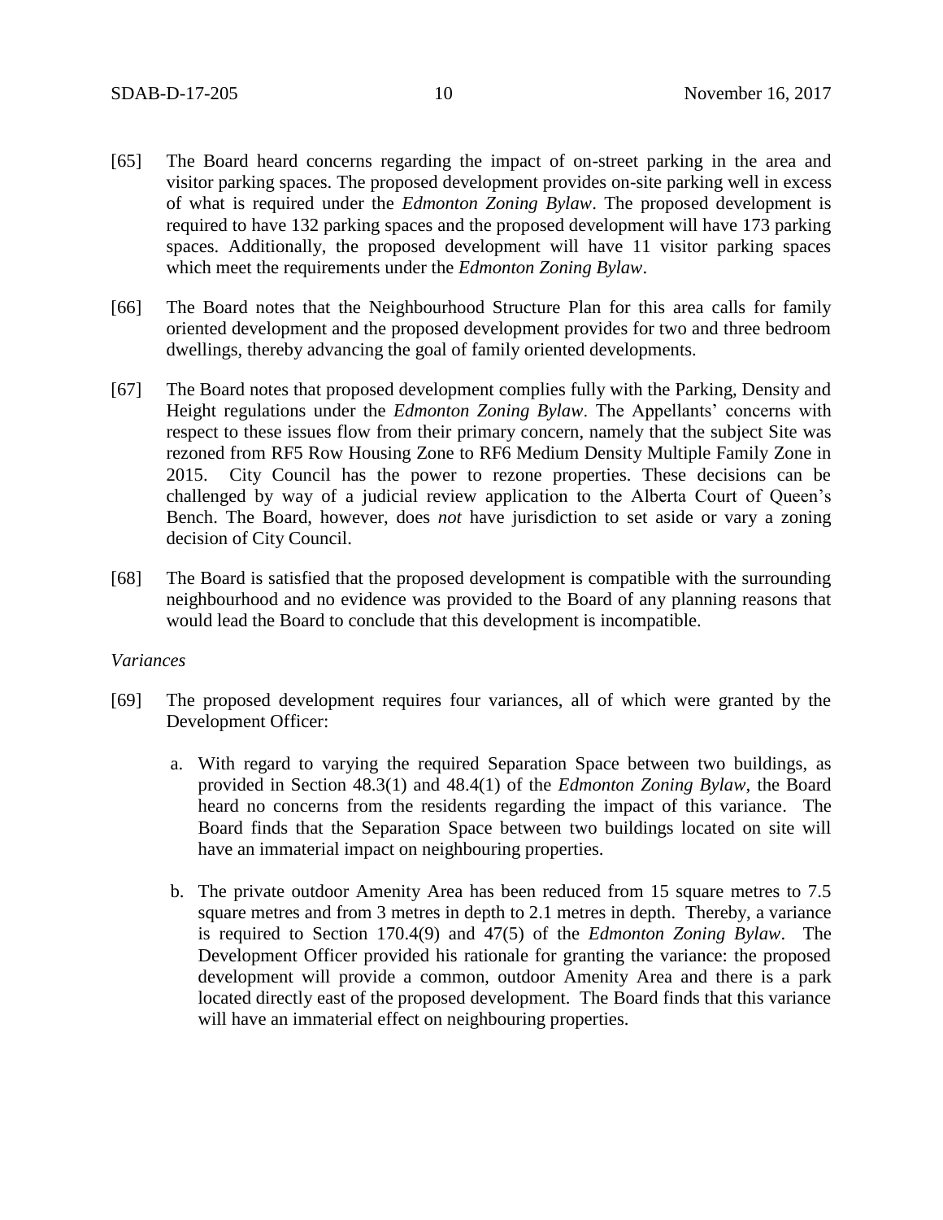[65] The Board heard concerns regarding the impact of on-street parking in the area and visitor parking spaces. The proposed development provides on-site parking well in excess of what is required under the *Edmonton Zoning Bylaw*. The proposed development is required to have 132 parking spaces and the proposed development will have 173 parking spaces. Additionally, the proposed development will have 11 visitor parking spaces which meet the requirements under the *Edmonton Zoning Bylaw*.

[66] The Board notes that the Neighbourhood Structure Plan for this area calls for family oriented development and the proposed development provides for two and three bedroom dwellings, thereby advancing the goal of family oriented developments.

[67] The Board notes that proposed development complies fully with the Parking, Density and Height regulations under the *Edmonton Zoning Bylaw*. The Appellants' concerns with respect to these issues flow from their primary concern, namely that the subject Site was rezoned from RF5 Row Housing Zone to RF6 Medium Density Multiple Family Zone in 2015. City Council has the power to rezone properties. These decisions can be challenged by way of a judicial review application to the Alberta Court of Queen's Bench. The Board, however, does *not* have jurisdiction to set aside or vary a zoning decision of City Council.

[68] The Board is satisfied that the proposed development is compatible with the surrounding neighbourhood and no evidence was provided to the Board of any planning reasons that would lead the Board to conclude that this development is incompatible.

*Variances*

[69] The proposed development requires four variances, all of which were granted by the Development Officer:

a. With regard to varying the required Separation Space between two buildings, as provided in Section 48.3(1) and 48.4(1) of the *Edmonton Zoning Bylaw*, the Board heard no concerns from the residents regarding the impact of this variance. The Board finds that the Separation Space between two buildings located on site will have an immaterial impact on neighbouring properties.

b. The private outdoor Amenity Area has been reduced from 15 square metres to 7.5 square metres and from 3 metres in depth to 2.1 metres in depth. Thereby, a variance is required to Section 170.4(9) and 47(5) of the *Edmonton Zoning Bylaw*. The Development Officer provided his rationale for granting the variance: the proposed development will provide a common, outdoor Amenity Area and there is a park located directly east of the proposed development. The Board finds that this variance will have an immaterial effect on neighbouring properties.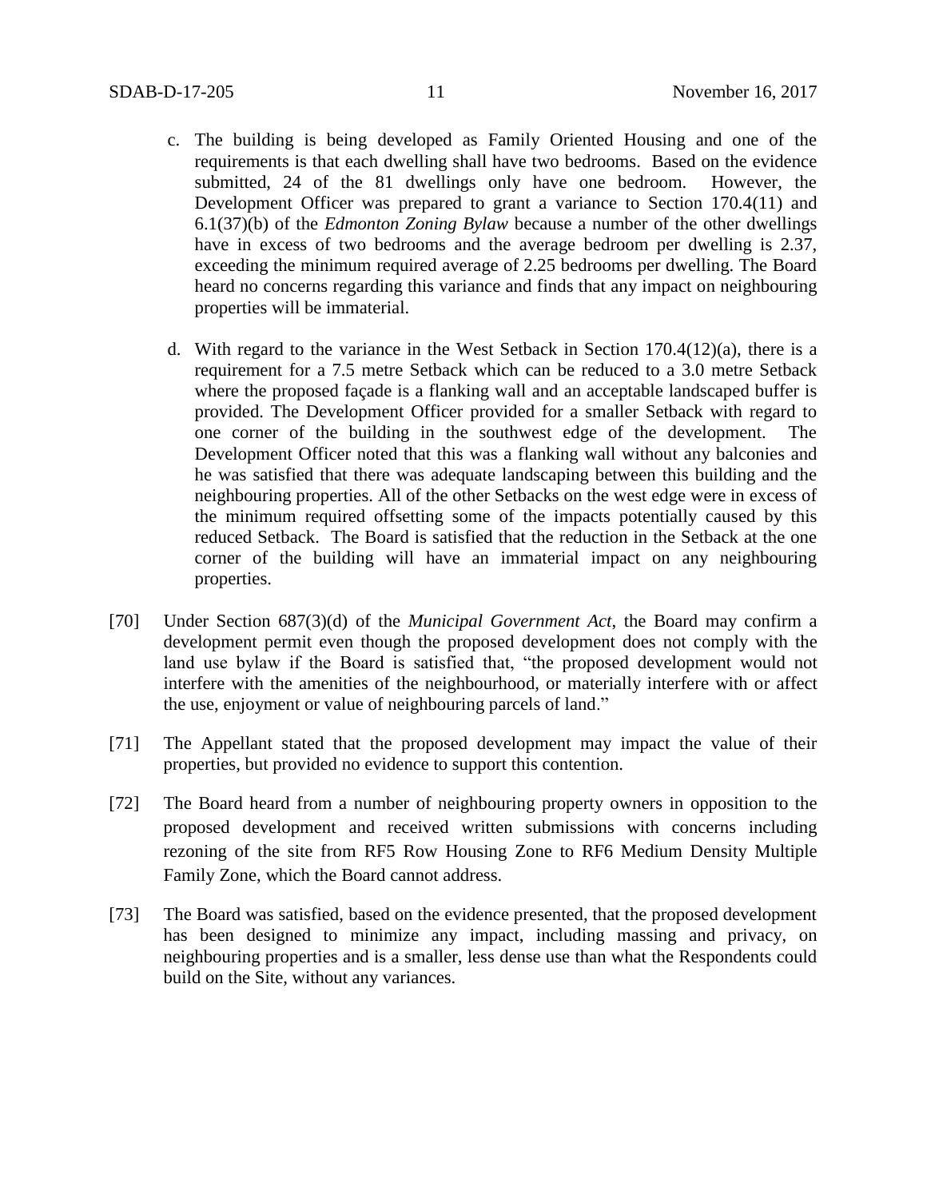c. The building is being developed as Family Oriented Housing and one of the requirements is that each dwelling shall have two bedrooms. Based on the evidence submitted, 24 of the 81 dwellings only have one bedroom. However, the Development Officer was prepared to grant a variance to Section 170.4(11) and 6.1(37)(b) of the *Edmonton Zoning Bylaw* because a number of the other dwellings have in excess of two bedrooms and the average bedroom per dwelling is 2.37, exceeding the minimum required average of 2.25 bedrooms per dwelling. The Board heard no concerns regarding this variance and finds that any impact on neighbouring properties will be immaterial.

d. With regard to the variance in the West Setback in Section 170.4(12)(a), there is a requirement for a 7.5 metre Setback which can be reduced to a 3.0 metre Setback where the proposed façade is a flanking wall and an acceptable landscaped buffer is provided. The Development Officer provided for a smaller Setback with regard to one corner of the building in the southwest edge of the development. The Development Officer noted that this was a flanking wall without any balconies and he was satisfied that there was adequate landscaping between this building and the neighbouring properties. All of the other Setbacks on the west edge were in excess of the minimum required offsetting some of the impacts potentially caused by this reduced Setback. The Board is satisfied that the reduction in the Setback at the one corner of the building will have an immaterial impact on any neighbouring properties.

[70] Under Section 687(3)(d) of the *Municipal Government Act*, the Board may confirm a development permit even though the proposed development does not comply with the land use bylaw if the Board is satisfied that, "the proposed development would not interfere with the amenities of the neighbourhood, or materially interfere with or affect the use, enjoyment or value of neighbouring parcels of land."

[71] The Appellant stated that the proposed development may impact the value of their properties, but provided no evidence to support this contention.

[72] The Board heard from a number of neighbouring property owners in opposition to the proposed development and received written submissions with concerns including rezoning of the site from RF5 Row Housing Zone to RF6 Medium Density Multiple Family Zone, which the Board cannot address.

[73] The Board was satisfied, based on the evidence presented, that the proposed development has been designed to minimize any impact, including massing and privacy, on neighbouring properties and is a smaller, less dense use than what the Respondents could build on the Site, without any variances.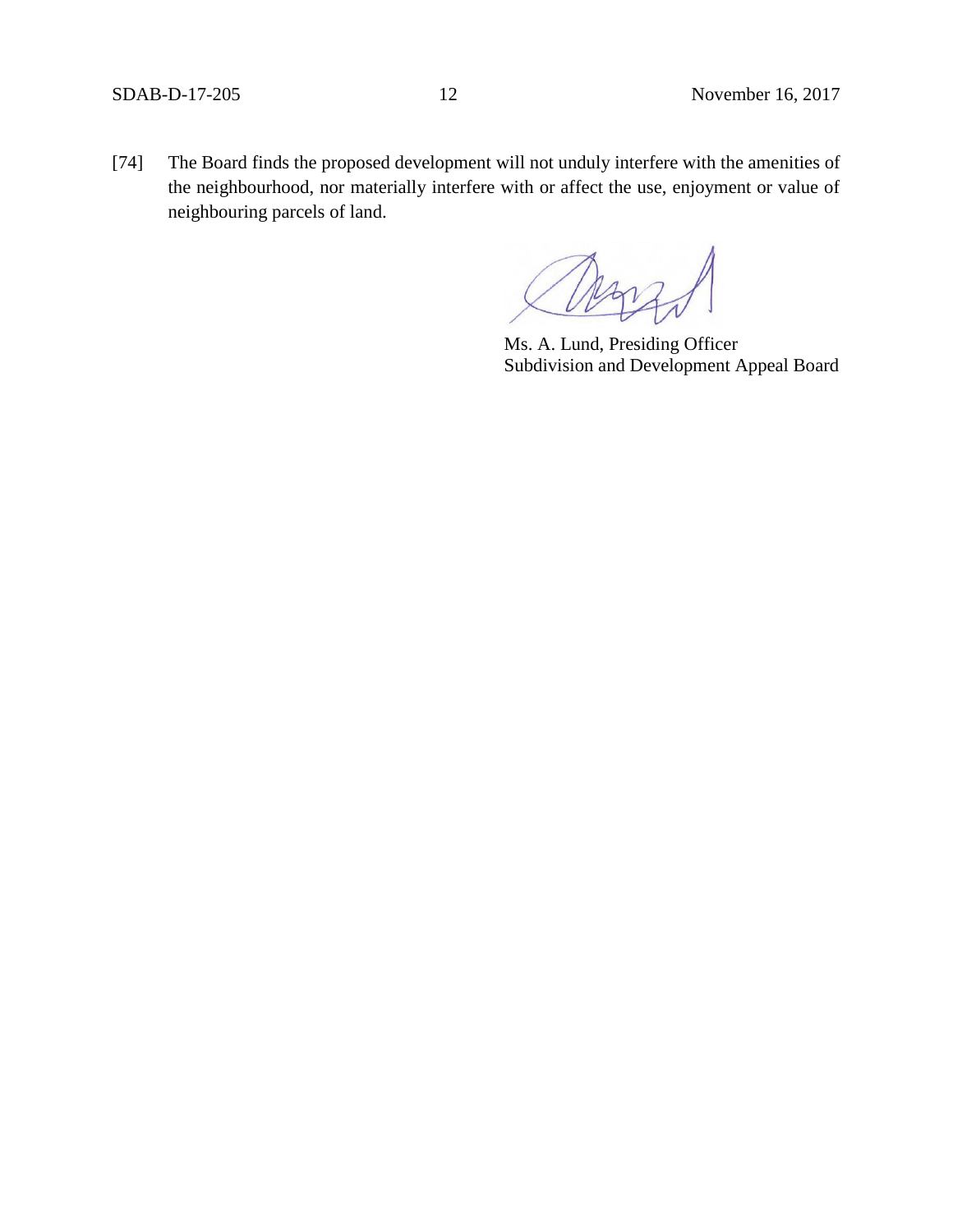[74] The Board finds the proposed development will not unduly interfere with the amenities of the neighbourhood, nor materially interfere with or affect the use, enjoyment or value of neighbouring parcels of land.

Ms. A. Lund, Presiding Officer
Subdivision and Development Appeal Board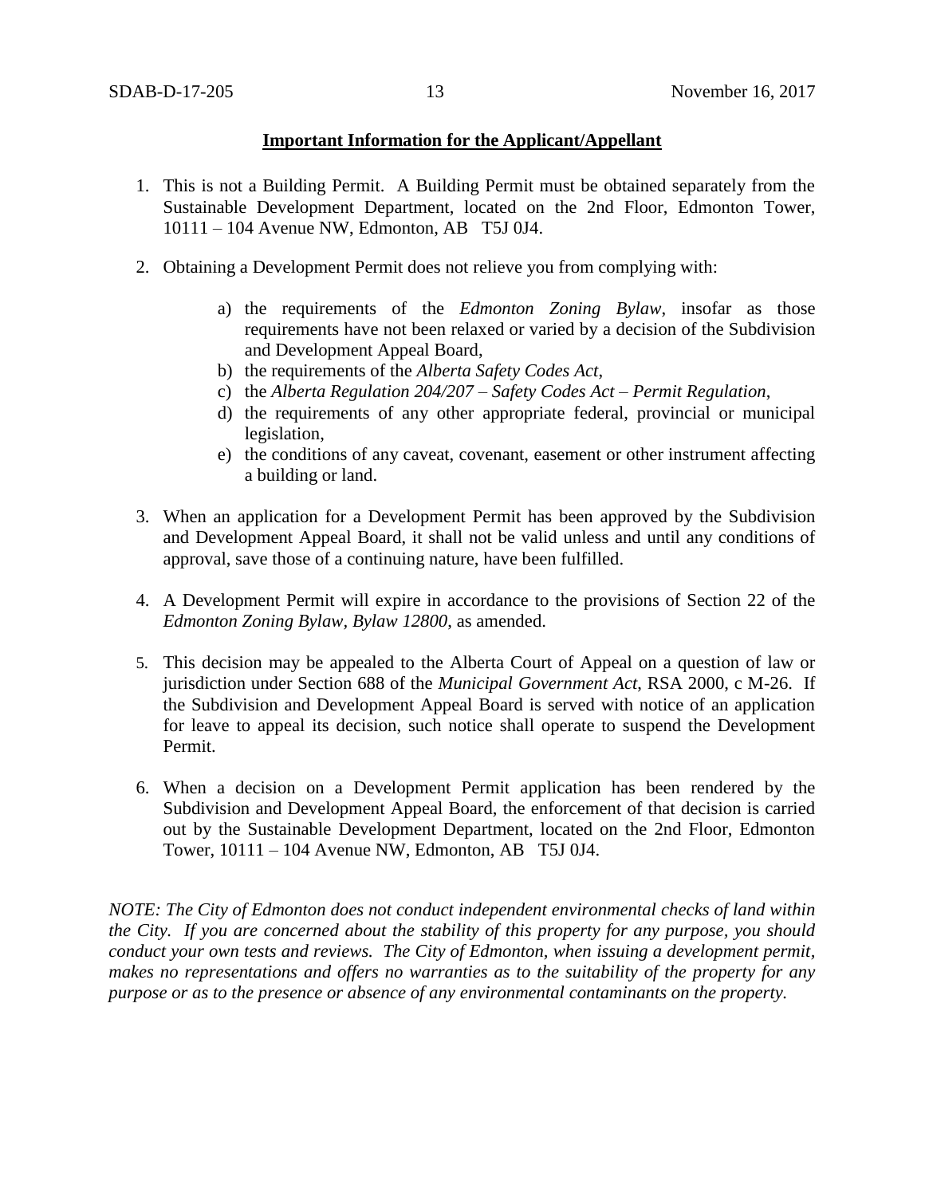**Important Information for the Applicant/Appellant**

1. This is not a Building Permit. A Building Permit must be obtained separately from the Sustainable Development Department, located on the 2nd Floor, Edmonton Tower, 10111 – 104 Avenue NW, Edmonton, AB T5J 0J4.

2. Obtaining a Development Permit does not relieve you from complying with:

   a) the requirements of the *Edmonton Zoning Bylaw*, insofar as those requirements have not been relaxed or varied by a decision of the Subdivision and Development Appeal Board,
   b) the requirements of the *Alberta Safety Codes Act*,
   c) the *Alberta Regulation 204/207 – Safety Codes Act – Permit Regulation*,
   d) the requirements of any other appropriate federal, provincial or municipal legislation,
   e) the conditions of any caveat, covenant, easement or other instrument affecting a building or land.

3. When an application for a Development Permit has been approved by the Subdivision and Development Appeal Board, it shall not be valid unless and until any conditions of approval, save those of a continuing nature, have been fulfilled.

4. A Development Permit will expire in accordance to the provisions of Section 22 of the *Edmonton Zoning Bylaw, Bylaw 12800*, as amended.

5. This decision may be appealed to the Alberta Court of Appeal on a question of law or jurisdiction under Section 688 of the *Municipal Government Act*, RSA 2000, c M-26. If the Subdivision and Development Appeal Board is served with notice of an application for leave to appeal its decision, such notice shall operate to suspend the Development Permit.

6. When a decision on a Development Permit application has been rendered by the Subdivision and Development Appeal Board, the enforcement of that decision is carried out by the Sustainable Development Department, located on the 2nd Floor, Edmonton Tower, 10111 – 104 Avenue NW, Edmonton, AB T5J 0J4.

*NOTE: The City of Edmonton does not conduct independent environmental checks of land within the City. If you are concerned about the stability of this property for any purpose, you should conduct your own tests and reviews. The City of Edmonton, when issuing a development permit, makes no representations and offers no warranties as to the suitability of the property for any purpose or as to the presence or absence of any environmental contaminants on the property.*